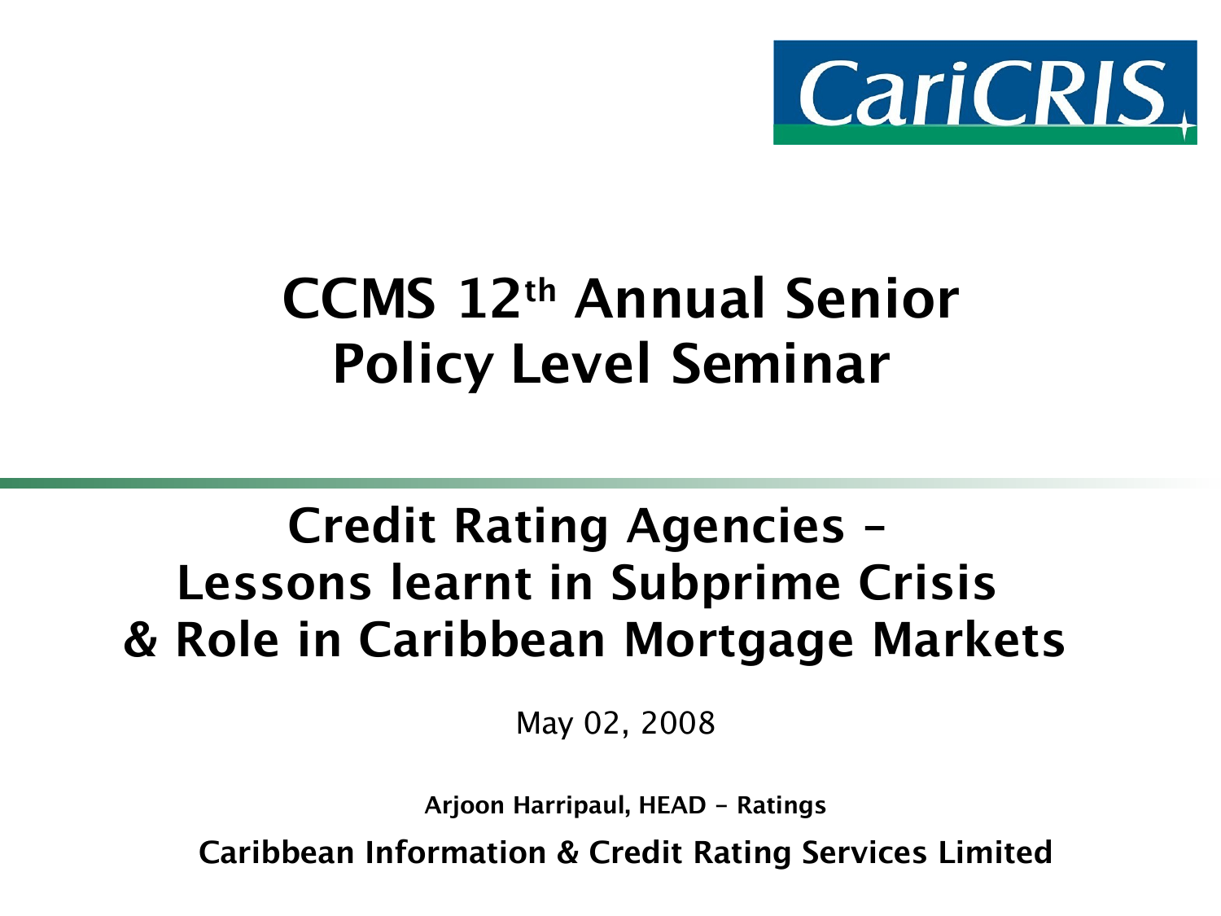CariCRIS

# CCMS 12th Annual Senior Policy Level Seminar

## Credit Rating Agencies – Lessons learnt in Subprime Crisis & Role in Caribbean Mortgage Markets

May 02, 2008

**Arjoon Harripaul, HEAD – Ratings**

**Caribbean Information & Credit Rating Services Limited**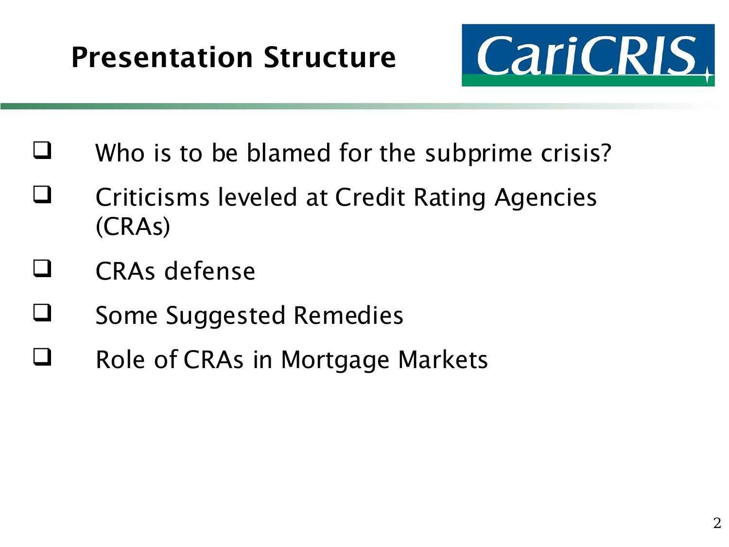# Presentation Structure

- Who is to be blamed for the subprime crisis?
- Criticisms leveled at Credit Rating Agencies (CRAs)
- CRAs defense
- Some Suggested Remedies
- Role of CRAs in Mortgage Markets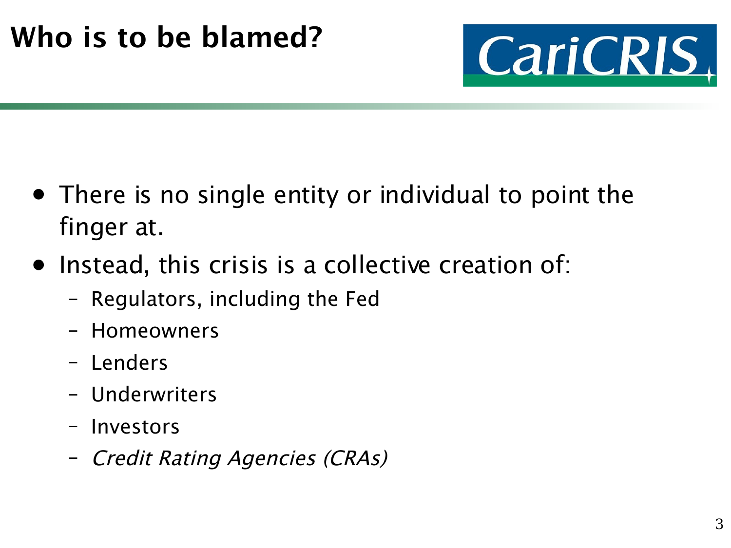# Who is to be blamed?

CariCRIS

- There is no single entity or individual to point the finger at.
- Instead, this crisis is a collective creation of:
  - Regulators, including the Fed
  - Homeowners
  - Lenders
  - Underwriters
  - Investors
  - *Credit Rating Agencies (CRAs)*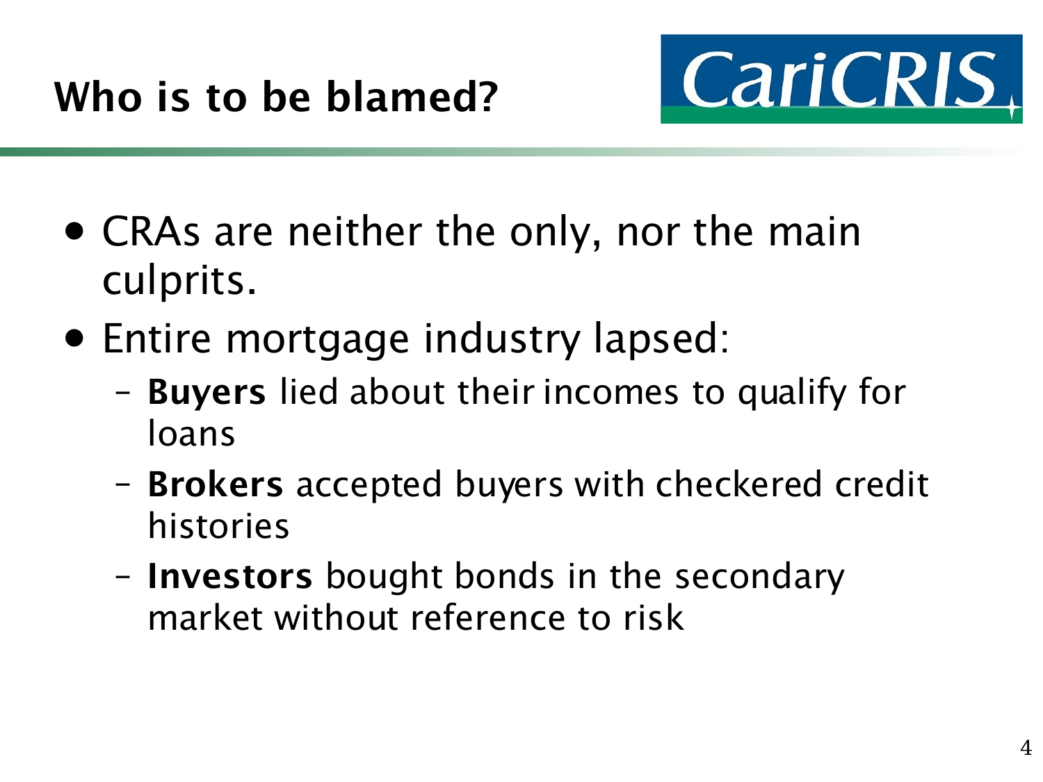# Who is to be blamed?

- CRAs are neither the only, nor the main culprits.
- Entire mortgage industry lapsed:
  - **Buyers** lied about their incomes to qualify for loans
  - **Brokers** accepted buyers with checkered credit histories
  - **Investors** bought bonds in the secondary market without reference to risk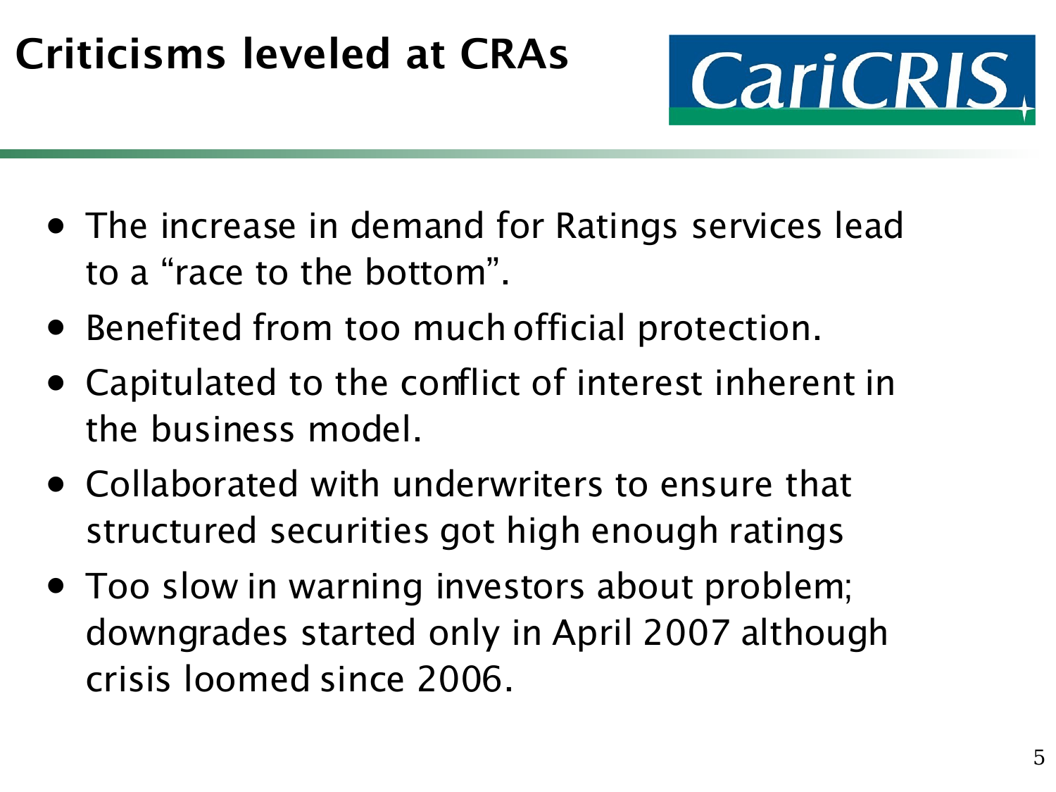# Criticisms leveled at CRAs

- The increase in demand for Ratings services lead to a “race to the bottom”.
- Benefited from too much official protection.
- Capitulated to the conflict of interest inherent in the business model.
- Collaborated with underwriters to ensure that structured securities got high enough ratings
- Too slow in warning investors about problem; downgrades started only in April 2007 although crisis loomed since 2006.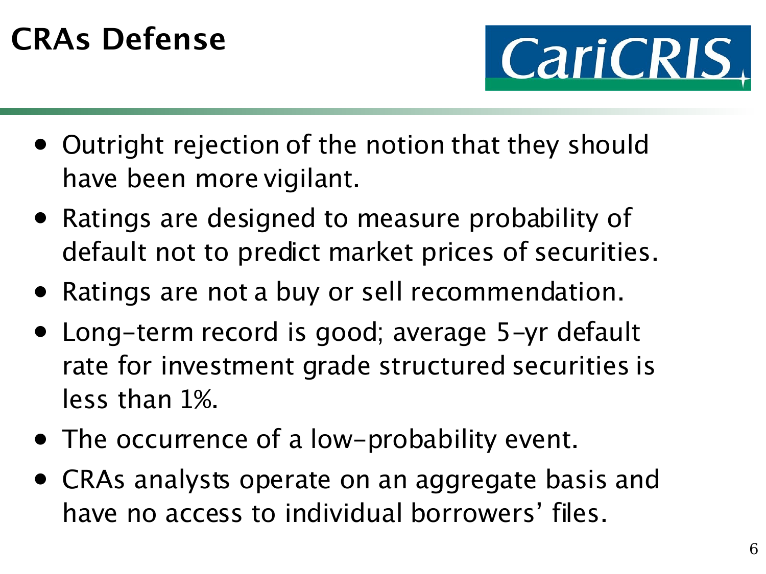# CRAs Defense

- Outright rejection of the notion that they should have been more vigilant.
- Ratings are designed to measure probability of default not to predict market prices of securities.
- Ratings are not a buy or sell recommendation.
- Long-term record is good; average 5-yr default rate for investment grade structured securities is less than 1%.
- The occurrence of a low-probability event.
- CRAs analysts operate on an aggregate basis and have no access to individual borrowers' files.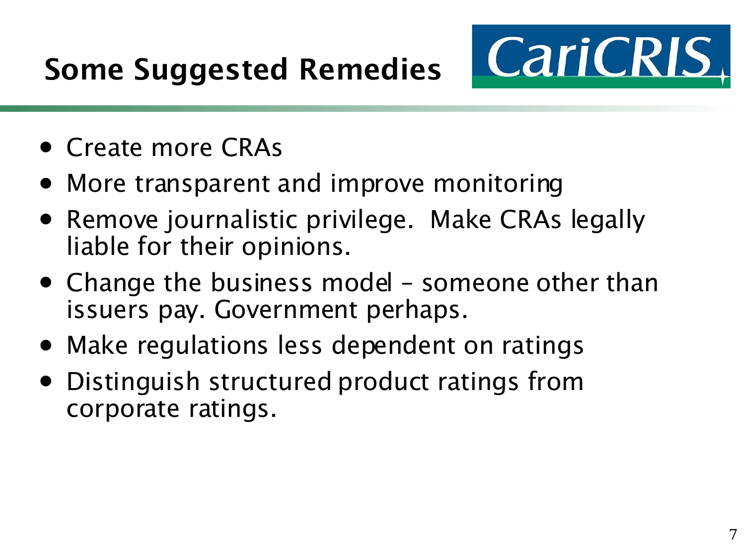# Some Suggested Remedies

- Create more CRAs
- More transparent and improve monitoring
- Remove journalistic privilege. Make CRAs legally liable for their opinions.
- Change the business model – someone other than issuers pay. Government perhaps.
- Make regulations less dependent on ratings
- Distinguish structured product ratings from corporate ratings.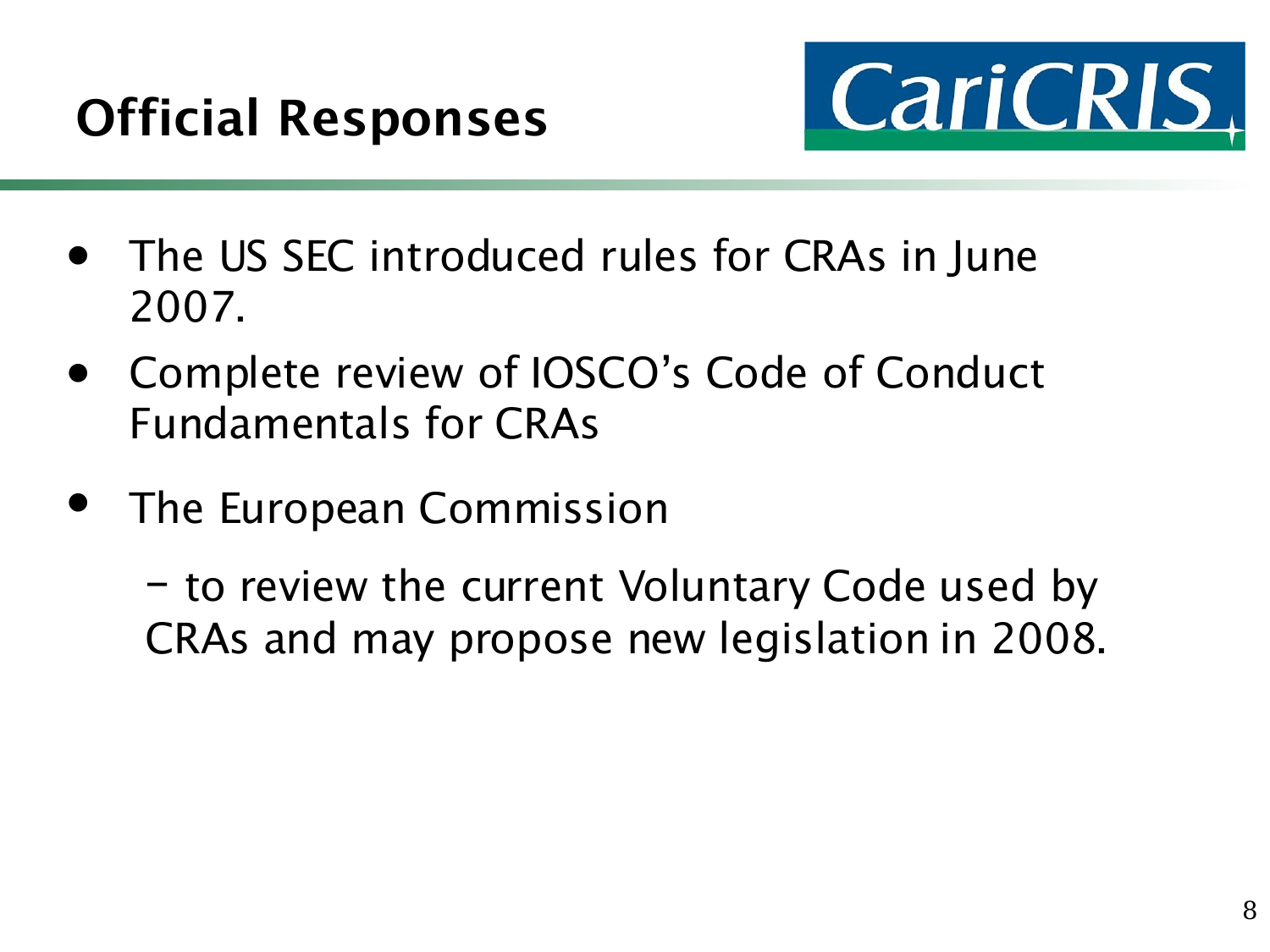# Official Responses

CariCRIS

- The US SEC introduced rules for CRAs in June 2007.
- Complete review of IOSCO's Code of Conduct Fundamentals for CRAs
- The European Commission

  – to review the current Voluntary Code used by CRAs and may propose new legislation in 2008.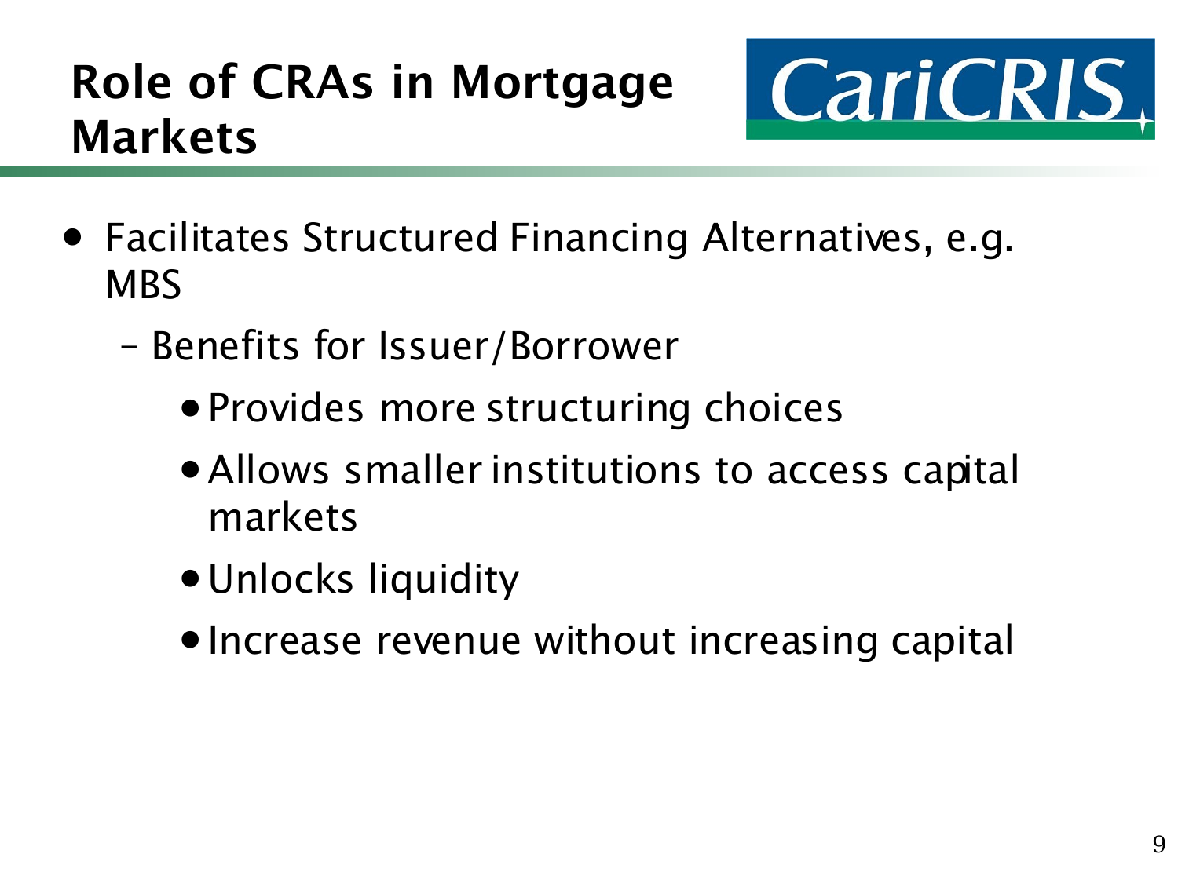# Role of CRAs in Mortgage Markets

- Facilitates Structured Financing Alternatives, e.g. MBS
  - Benefits for Issuer/Borrower
    - Provides more structuring choices
    - Allows smaller institutions to access capital markets
    - Unlocks liquidity
    - Increase revenue without increasing capital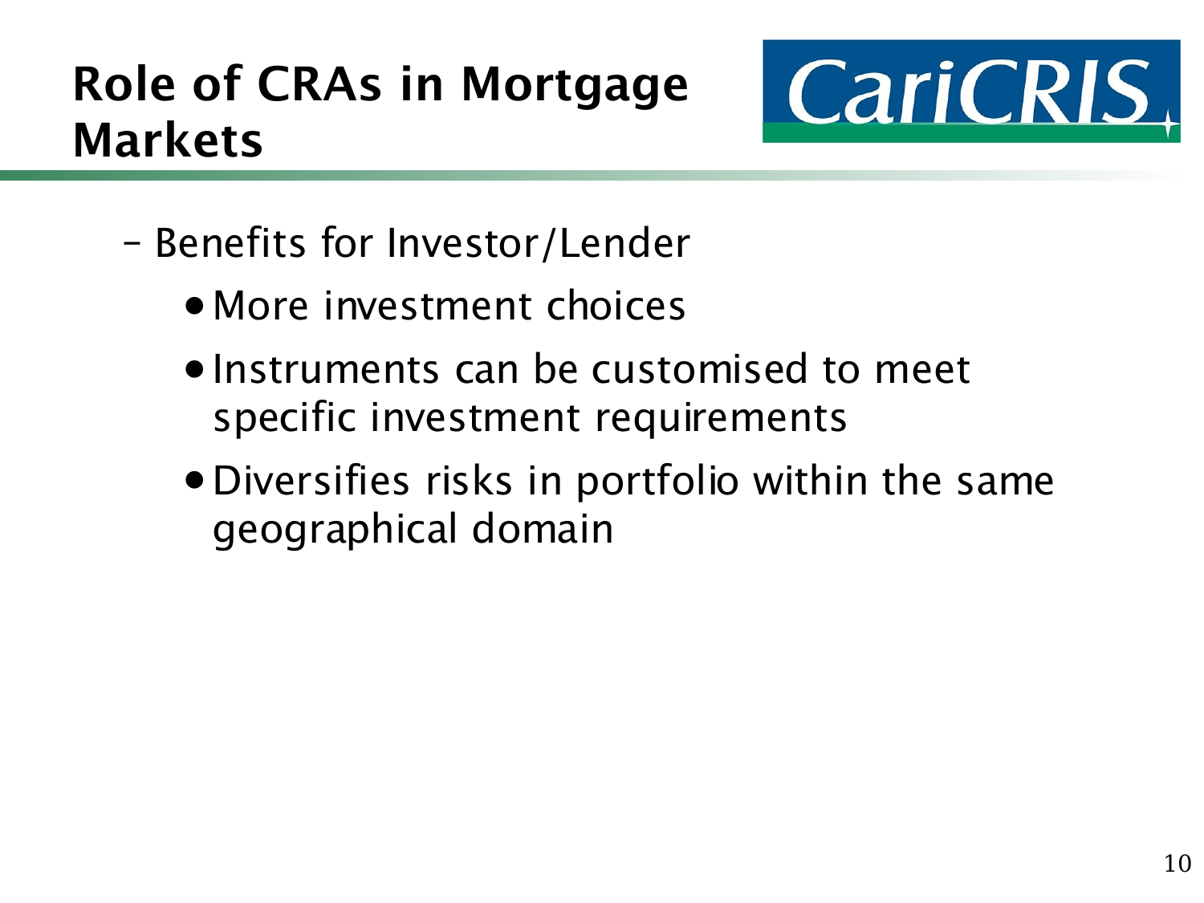# Role of CRAs in Mortgage Markets

- Benefits for Investor/Lender
  - More investment choices
  - Instruments can be customised to meet specific investment requirements
  - Diversifies risks in portfolio within the same geographical domain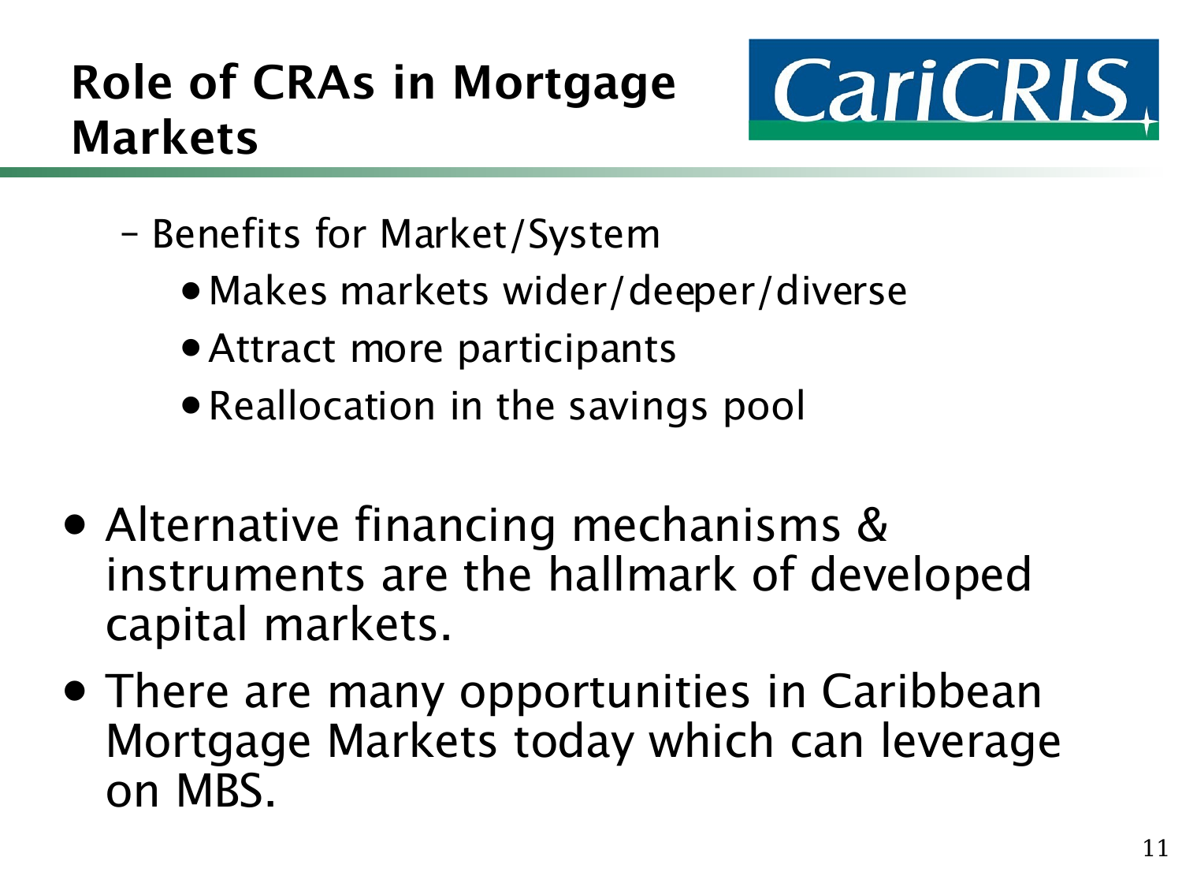# Role of CRAs in Mortgage Markets

- Benefits for Market/System
  - Makes markets wider/deeper/diverse
  - Attract more participants
  - Reallocation in the savings pool

- Alternative financing mechanisms & instruments are the hallmark of developed capital markets.
- There are many opportunities in Caribbean Mortgage Markets today which can leverage on MBS.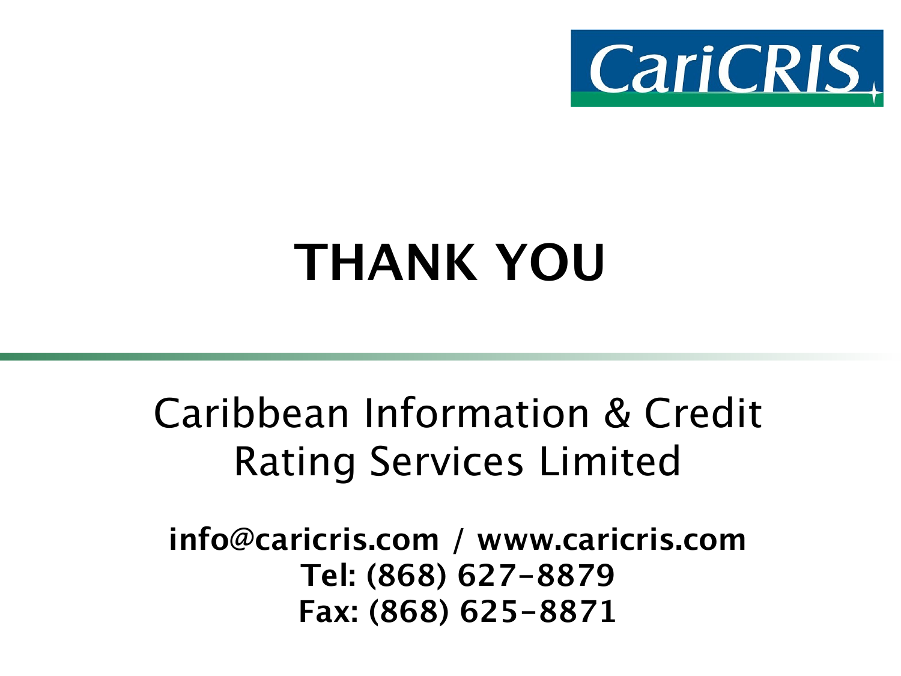CariCRIS

# THANK YOU

Caribbean Information & Credit Rating Services Limited

**info@caricris.com / www.caricris.com**
**Tel: (868) 627-8879**
**Fax: (868) 625-8871**